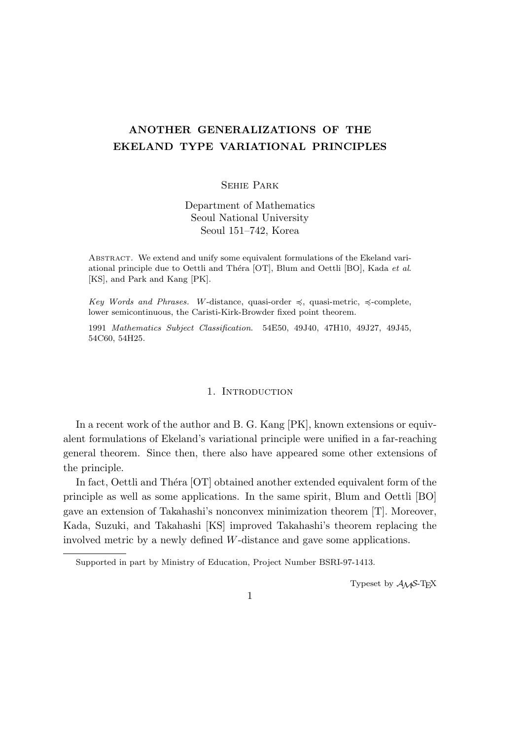# ANOTHER GENERALIZATIONS OF THE EKELAND TYPE VARIATIONAL PRINCIPLES

Sehie Park

Department of Mathematics
Seoul National University
Seoul 151–742, Korea

Abstract. We extend and unify some equivalent formulations of the Ekeland variational principle due to Oettli and Théra [OT], Blum and Oettli [BO], Kada *et al*. [KS], and Park and Kang [PK].

*Key Words and Phrases.* $W$-distance, quasi-order $\preccurlyeq$, quasi-metric, $\preccurlyeq$-complete, lower semicontinuous, the Caristi-Kirk-Browder fixed point theorem.

1991 *Mathematics Subject Classification.* 54E50, 49J40, 47H10, 49J27, 49J45, 54C60, 54H25.

## 1. Introduction

In a recent work of the author and B. G. Kang [PK], known extensions or equivalent formulations of Ekeland's variational principle were unified in a far-reaching general theorem. Since then, there also have appeared some other extensions of the principle.

In fact, Oettli and Théra [OT] obtained another extended equivalent form of the principle as well as some applications. In the same spirit, Blum and Oettli [BO] gave an extension of Takahashi's nonconvex minimization theorem [T]. Moreover, Kada, Suzuki, and Takahashi [KS] improved Takahashi's theorem replacing the involved metric by a newly defined $W$-distance and gave some applications.

Supported in part by Ministry of Education, Project Number BSRI-97-1413.

Typeset by $\mathcal{A}_{\mathcal{M}}\mathcal{S}$-TEX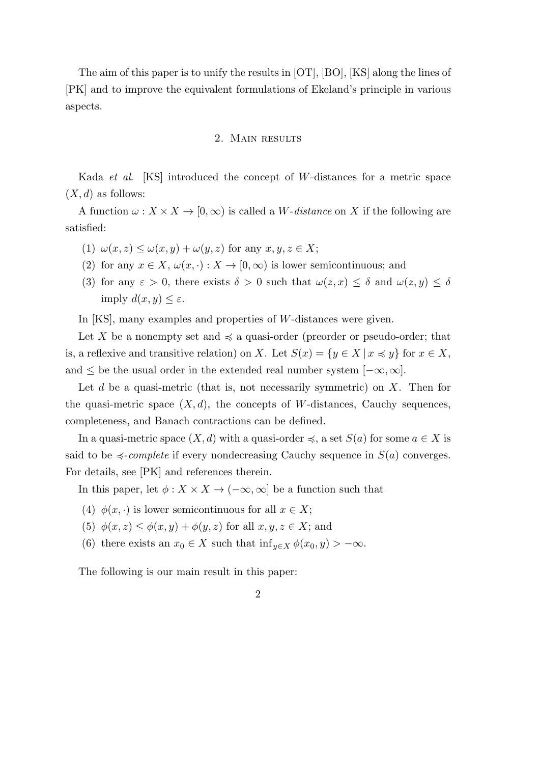The aim of this paper is to unify the results in [OT], [BO], [KS] along the lines of [PK] and to improve the equivalent formulations of Ekeland's principle in various aspects.

## 2. Main results

Kada *et al*. [KS] introduced the concept of $W$-distances for a metric space $(X, d)$ as follows:

A function $\omega : X \times X \to [0, \infty)$ is called a *$W$-distance* on $X$ if the following are satisfied:

(1) $\omega(x, z) \le \omega(x, y) + \omega(y, z)$ for any $x, y, z \in X$;

(2) for any $x \in X$, $\omega(x, \cdot) : X \to [0, \infty)$ is lower semicontinuous; and

(3) for any $\varepsilon > 0$, there exists $\delta > 0$ such that $\omega(z, x) \le \delta$ and $\omega(z, y) \le \delta$ imply $d(x, y) \le \varepsilon$.

In [KS], many examples and properties of $W$-distances were given.

Let $X$ be a nonempty set and $\preccurlyeq$ a quasi-order (preorder or pseudo-order; that is, a reflexive and transitive relation) on $X$. Let $S(x) = \{y \in X \mid x \preccurlyeq y\}$ for $x \in X$, and $\le$ be the usual order in the extended real number system $[-\infty, \infty]$.

Let $d$ be a quasi-metric (that is, not necessarily symmetric) on $X$. Then for the quasi-metric space $(X, d)$, the concepts of $W$-distances, Cauchy sequences, completeness, and Banach contractions can be defined.

In a quasi-metric space $(X, d)$ with a quasi-order $\preccurlyeq$, a set $S(a)$ for some $a \in X$ is said to be *$\preccurlyeq$-complete* if every nondecreasing Cauchy sequence in $S(a)$ converges. For details, see [PK] and references therein.

In this paper, let $\phi : X \times X \to (-\infty, \infty]$ be a function such that

(4) $\phi(x, \cdot)$ is lower semicontinuous for all $x \in X$;

(5) $\phi(x, z) \le \phi(x, y) + \phi(y, z)$ for all $x, y, z \in X$; and

(6) there exists an $x_0 \in X$ such that $\inf_{y \in X} \phi(x_0, y) > -\infty$.

The following is our main result in this paper: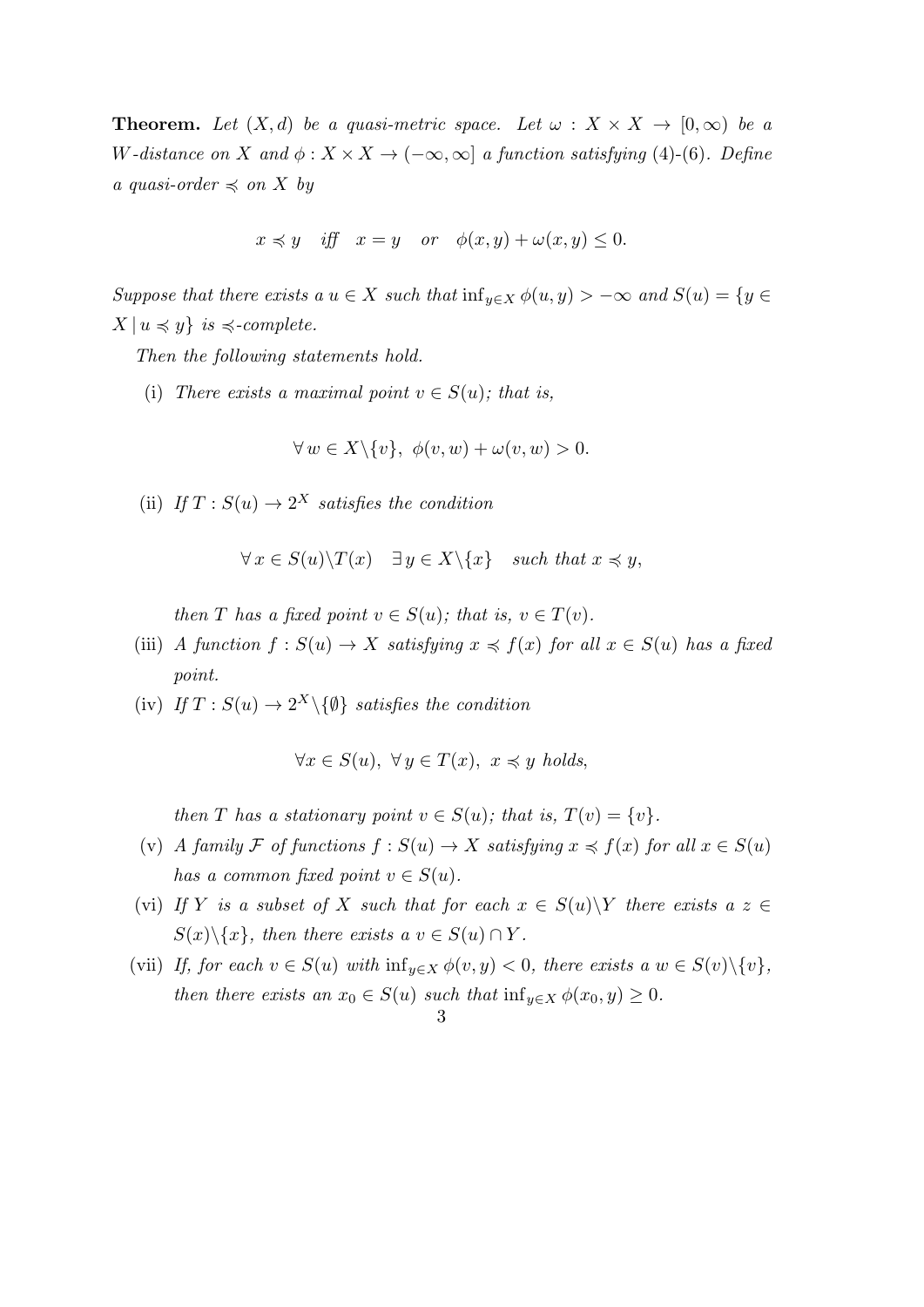**Theorem.** *Let $(X, d)$ be a quasi-metric space. Let $\omega : X \times X \to [0, \infty)$ be a $W$-distance on $X$ and $\phi : X \times X \to (-\infty, \infty]$ a function satisfying (4)-(6). Define a quasi-order $\preccurlyeq$ on $X$ by*

$$x \preccurlyeq y \quad \text{iff} \quad x = y \quad \text{or} \quad \phi(x, y) + \omega(x, y) \leq 0.$$

*Suppose that there exists a $u \in X$ such that $\inf_{y \in X} \phi(u, y) > -\infty$ and $S(u) = \{y \in X \mid u \preccurlyeq y\}$ is $\preccurlyeq$-complete.*

*Then the following statements hold.*

(i) *There exists a maximal point $v \in S(u)$; that is,*

$$\forall\, w \in X \backslash \{v\},\ \phi(v, w) + \omega(v, w) > 0.$$

(ii) *If $T : S(u) \to 2^X$ satisfies the condition*

$$\forall\, x \in S(u) \backslash T(x) \quad \exists\, y \in X \backslash \{x\} \quad \text{such that } x \preccurlyeq y,$$

*then $T$ has a fixed point $v \in S(u)$; that is, $v \in T(v)$.*

(iii) *A function $f : S(u) \to X$ satisfying $x \preccurlyeq f(x)$ for all $x \in S(u)$ has a fixed point.*

(iv) *If $T : S(u) \to 2^X \backslash \{\emptyset\}$ satisfies the condition*

$$\forall x \in S(u),\ \forall\, y \in T(x),\ x \preccurlyeq y \text{ holds},$$

*then $T$ has a stationary point $v \in S(u)$; that is, $T(v) = \{v\}$.*

(v) *A family $\mathcal{F}$ of functions $f : S(u) \to X$ satisfying $x \preccurlyeq f(x)$ for all $x \in S(u)$ has a common fixed point $v \in S(u)$.*

(vi) *If $Y$ is a subset of $X$ such that for each $x \in S(u) \backslash Y$ there exists a $z \in S(x) \backslash \{x\}$, then there exists a $v \in S(u) \cap Y$.*

(vii) *If, for each $v \in S(u)$ with $\inf_{y \in X} \phi(v, y) < 0$, there exists a $w \in S(v) \backslash \{v\}$, then there exists an $x_0 \in S(u)$ such that $\inf_{y \in X} \phi(x_0, y) \geq 0$.*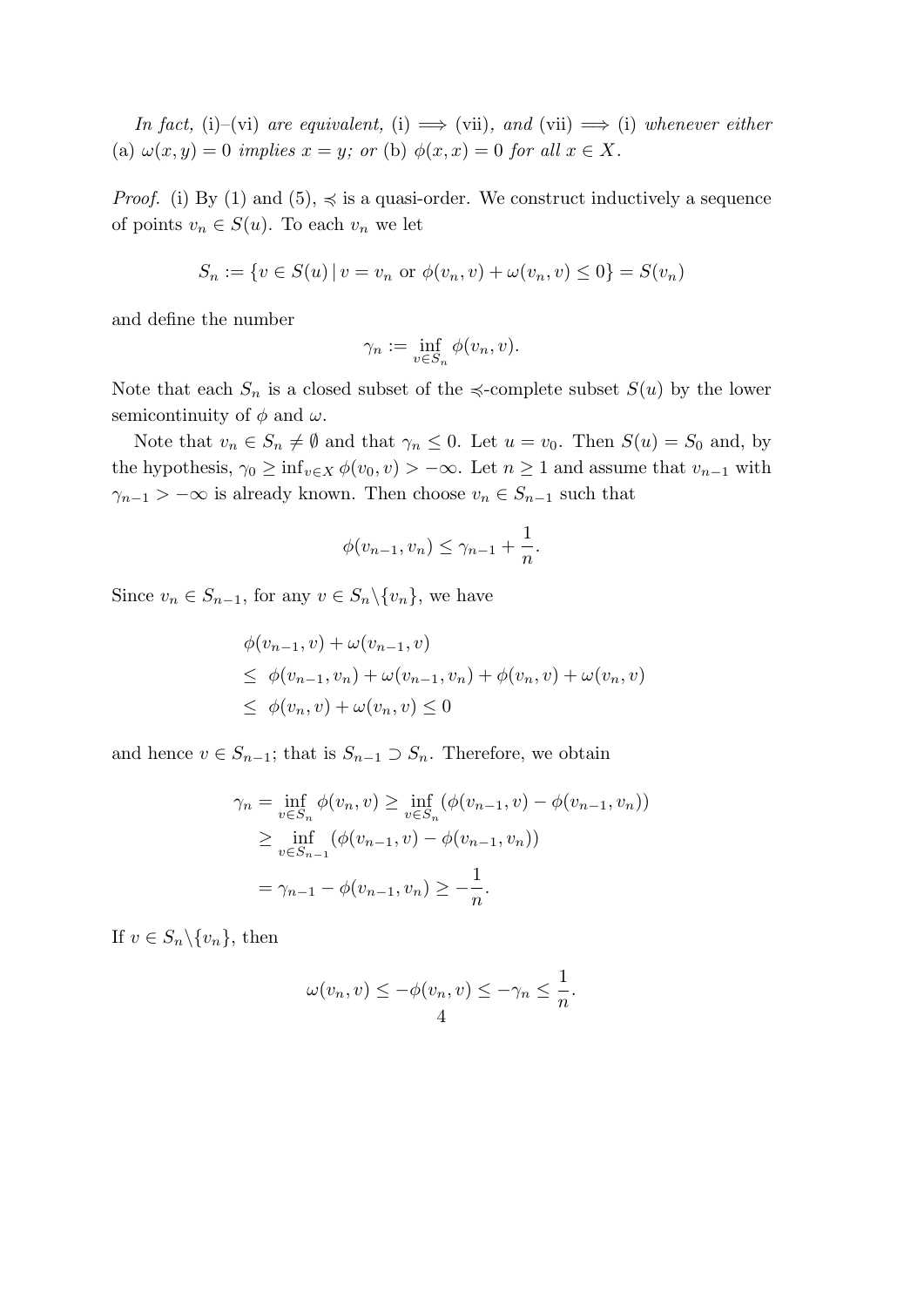*In fact,* (i)–(vi) *are equivalent,* (i) $\Longrightarrow$ (vii)*, and* (vii) $\Longrightarrow$ (i) *whenever either* (a) $\omega(x, y) = 0$ *implies* $x = y$*; or* (b) $\phi(x, x) = 0$ *for all* $x \in X$*.*

*Proof.* (i) By (1) and (5), $\preccurlyeq$ is a quasi-order. We construct inductively a sequence of points $v_n \in S(u)$. To each $v_n$ we let

$$S_n := \{v \in S(u) \,|\, v = v_n \text{ or } \phi(v_n, v) + \omega(v_n, v) \le 0\} = S(v_n)$$

and define the number

$$\gamma_n := \inf_{v \in S_n} \phi(v_n, v).$$

Note that each $S_n$ is a closed subset of the $\preccurlyeq$-complete subset $S(u)$ by the lower semicontinuity of $\phi$ and $\omega$.

Note that $v_n \in S_n \neq \emptyset$ and that $\gamma_n \le 0$. Let $u = v_0$. Then $S(u) = S_0$ and, by the hypothesis, $\gamma_0 \ge \inf_{v \in X} \phi(v_0, v) > -\infty$. Let $n \ge 1$ and assume that $v_{n-1}$ with $\gamma_{n-1} > -\infty$ is already known. Then choose $v_n \in S_{n-1}$ such that

$$\phi(v_{n-1}, v_n) \le \gamma_{n-1} + \frac{1}{n}.$$

Since $v_n \in S_{n-1}$, for any $v \in S_n \backslash \{v_n\}$, we have

$$\begin{aligned}
&\phi(v_{n-1}, v) + \omega(v_{n-1}, v) \\
&\le \ \phi(v_{n-1}, v_n) + \omega(v_{n-1}, v_n) + \phi(v_n, v) + \omega(v_n, v) \\
&\le \ \phi(v_n, v) + \omega(v_n, v) \le 0
\end{aligned}$$

and hence $v \in S_{n-1}$; that is $S_{n-1} \supset S_n$. Therefore, we obtain

$$\begin{aligned}
\gamma_n &= \inf_{v \in S_n} \phi(v_n, v) \ge \inf_{v \in S_n} (\phi(v_{n-1}, v) - \phi(v_{n-1}, v_n)) \\
&\ge \inf_{v \in S_{n-1}} (\phi(v_{n-1}, v) - \phi(v_{n-1}, v_n)) \\
&= \gamma_{n-1} - \phi(v_{n-1}, v_n) \ge -\frac{1}{n}.
\end{aligned}$$

If $v \in S_n \backslash \{v_n\}$, then

$$\omega(v_n, v) \le -\phi(v_n, v) \le -\gamma_n \le \frac{1}{n}.$$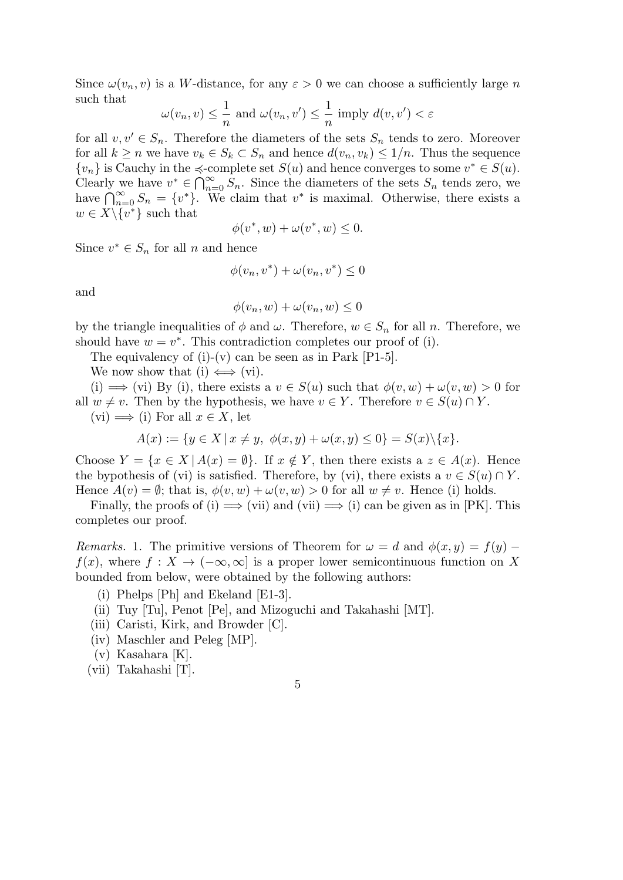Since $\omega(v_n, v)$ is a $W$-distance, for any $\varepsilon > 0$ we can choose a sufficiently large $n$ such that

$$\omega(v_n, v) \leq \frac{1}{n} \text{ and } \omega(v_n, v') \leq \frac{1}{n} \text{ imply } d(v, v') < \varepsilon$$

for all $v, v' \in S_n$. Therefore the diameters of the sets $S_n$ tends to zero. Moreover for all $k \geq n$ we have $v_k \in S_k \subset S_n$ and hence $d(v_n, v_k) \leq 1/n$. Thus the sequence $\{v_n\}$ is Cauchy in the $\preccurlyeq$-complete set $S(u)$ and hence converges to some $v^* \in S(u)$. Clearly we have $v^* \in \bigcap_{n=0}^{\infty} S_n$. Since the diameters of the sets $S_n$ tends zero, we have $\bigcap_{n=0}^{\infty} S_n = \{v^*\}$. We claim that $v^*$ is maximal. Otherwise, there exists a $w \in X \backslash \{v^*\}$ such that

$$\phi(v^*, w) + \omega(v^*, w) \leq 0.$$

Since $v^* \in S_n$ for all $n$ and hence

$$\phi(v_n, v^*) + \omega(v_n, v^*) \leq 0$$

and

$$\phi(v_n, w) + \omega(v_n, w) \leq 0$$

by the triangle inequalities of $\phi$ and $\omega$. Therefore, $w \in S_n$ for all $n$. Therefore, we should have $w = v^*$. This contradiction completes our proof of (i).

The equivalency of (i)-(v) can be seen as in Park [P1-5].

We now show that (i) $\Longleftrightarrow$ (vi).

(i) $\Longrightarrow$ (vi) By (i), there exists a $v \in S(u)$ such that $\phi(v, w) + \omega(v, w) > 0$ for all $w \neq v$. Then by the hypothesis, we have $v \in Y$. Therefore $v \in S(u) \cap Y$.

(vi) $\Longrightarrow$ (i) For all $x \in X$, let

$$A(x) := \{y \in X \mid x \neq y,\ \phi(x, y) + \omega(x, y) \leq 0\} = S(x) \backslash \{x\}.$$

Choose $Y = \{x \in X \mid A(x) = \emptyset\}$. If $x \notin Y$, then there exists a $z \in A(x)$. Hence the bypothesis of (vi) is satisfied. Therefore, by (vi), there exists a $v \in S(u) \cap Y$. Hence $A(v) = \emptyset$; that is, $\phi(v, w) + \omega(v, w) > 0$ for all $w \neq v$. Hence (i) holds.

Finally, the proofs of (i) $\Longrightarrow$ (vii) and (vii) $\Longrightarrow$ (i) can be given as in [PK]. This completes our proof.

*Remarks.* 1. The primitive versions of Theorem for $\omega = d$ and $\phi(x, y) = f(y) - f(x)$, where $f : X \to (-\infty, \infty]$ is a proper lower semicontinuous function on $X$ bounded from below, were obtained by the following authors:

(i) Phelps [Ph] and Ekeland [E1-3].
(ii) Tuy [Tu], Penot [Pe], and Mizoguchi and Takahashi [MT].
(iii) Caristi, Kirk, and Browder [C].
(iv) Maschler and Peleg [MP].
(v) Kasahara [K].
(vii) Takahashi [T].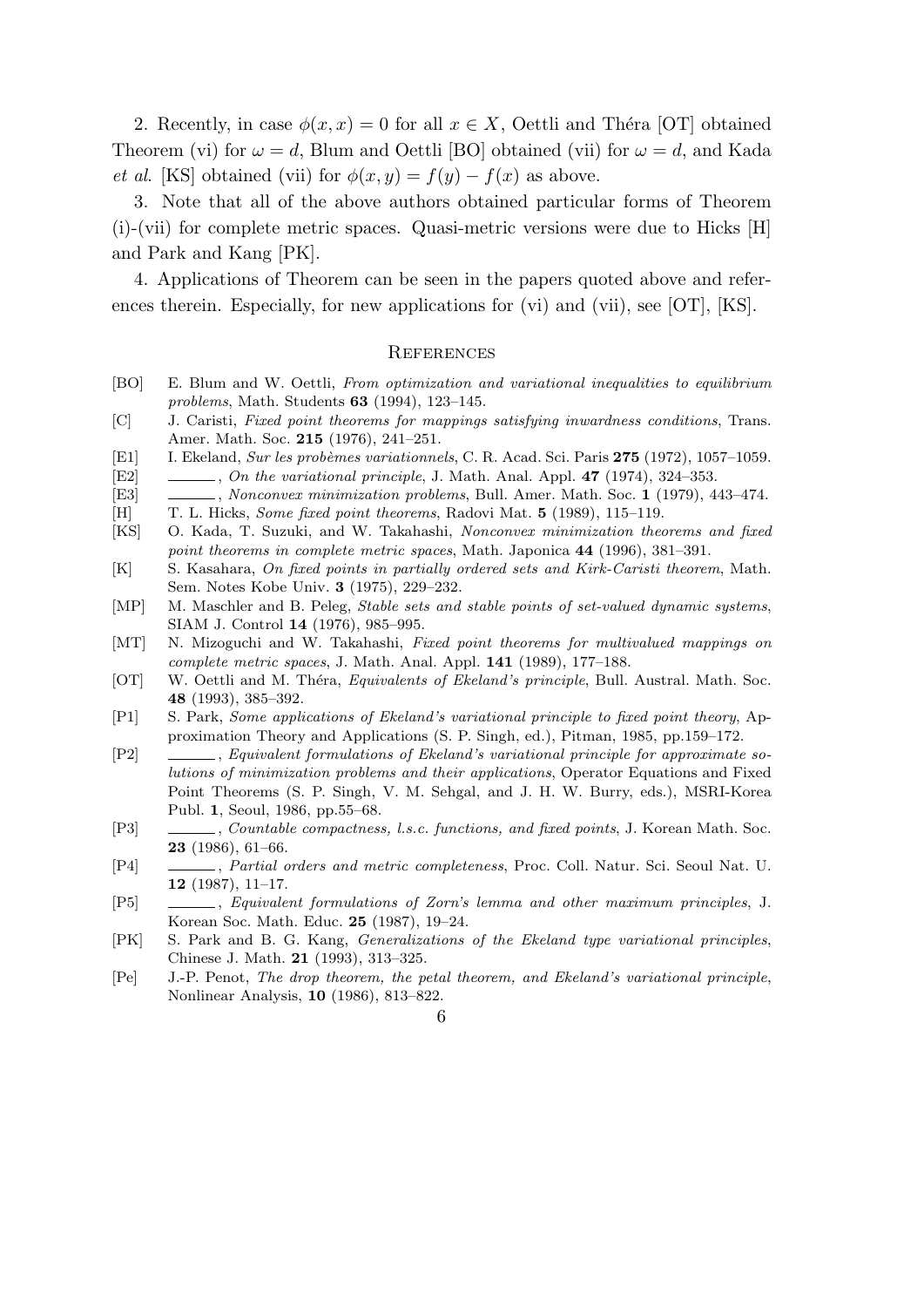2. Recently, in case $\phi(x,x) = 0$ for all $x \in X$, Oettli and Théra [OT] obtained Theorem (vi) for $\omega = d$, Blum and Oettli [BO] obtained (vii) for $\omega = d$, and Kada *et al*. [KS] obtained (vii) for $\phi(x,y) = f(y) - f(x)$ as above.

3. Note that all of the above authors obtained particular forms of Theorem (i)-(vii) for complete metric spaces. Quasi-metric versions were due to Hicks [H] and Park and Kang [PK].

4. Applications of Theorem can be seen in the papers quoted above and references therein. Especially, for new applications for (vi) and (vii), see [OT], [KS].

## References

- [BO] E. Blum and W. Oettli, *From optimization and variational inequalities to equilibrium problems*, Math. Students **63** (1994), 123–145.
- [C] J. Caristi, *Fixed point theorems for mappings satisfying inwardness conditions*, Trans. Amer. Math. Soc. **215** (1976), 241–251.
- [E1] I. Ekeland, *Sur les probèmes variationnels*, C. R. Acad. Sci. Paris **275** (1972), 1057–1059.
- [E2] ______, *On the variational principle*, J. Math. Anal. Appl. **47** (1974), 324–353.
- [E3] ______, *Nonconvex minimization problems*, Bull. Amer. Math. Soc. **1** (1979), 443–474.
- [H] T. L. Hicks, *Some fixed point theorems*, Radovi Mat. **5** (1989), 115–119.
- [KS] O. Kada, T. Suzuki, and W. Takahashi, *Nonconvex minimization theorems and fixed point theorems in complete metric spaces*, Math. Japonica **44** (1996), 381–391.
- [K] S. Kasahara, *On fixed points in partially ordered sets and Kirk-Caristi theorem*, Math. Sem. Notes Kobe Univ. **3** (1975), 229–232.
- [MP] M. Maschler and B. Peleg, *Stable sets and stable points of set-valued dynamic systems*, SIAM J. Control **14** (1976), 985–995.
- [MT] N. Mizoguchi and W. Takahashi, *Fixed point theorems for multivalued mappings on complete metric spaces*, J. Math. Anal. Appl. **141** (1989), 177–188.
- [OT] W. Oettli and M. Théra, *Equivalents of Ekeland's principle*, Bull. Austral. Math. Soc. **48** (1993), 385–392.
- [P1] S. Park, *Some applications of Ekeland's variational principle to fixed point theory*, Approximation Theory and Applications (S. P. Singh, ed.), Pitman, 1985, pp.159–172.
- [P2] ______, *Equivalent formulations of Ekeland's variational principle for approximate solutions of minimization problems and their applications*, Operator Equations and Fixed Point Theorems (S. P. Singh, V. M. Sehgal, and J. H. W. Burry, eds.), MSRI-Korea Publ. **1**, Seoul, 1986, pp.55–68.
- [P3] ______, *Countable compactness, l.s.c. functions, and fixed points*, J. Korean Math. Soc. **23** (1986), 61–66.
- [P4] ______, *Partial orders and metric completeness*, Proc. Coll. Natur. Sci. Seoul Nat. U. **12** (1987), 11–17.
- [P5] ______, *Equivalent formulations of Zorn's lemma and other maximum principles*, J. Korean Soc. Math. Educ. **25** (1987), 19–24.
- [PK] S. Park and B. G. Kang, *Generalizations of the Ekeland type variational principles*, Chinese J. Math. **21** (1993), 313–325.
- [Pe] J.-P. Penot, *The drop theorem, the petal theorem, and Ekeland's variational principle*, Nonlinear Analysis, **10** (1986), 813–822.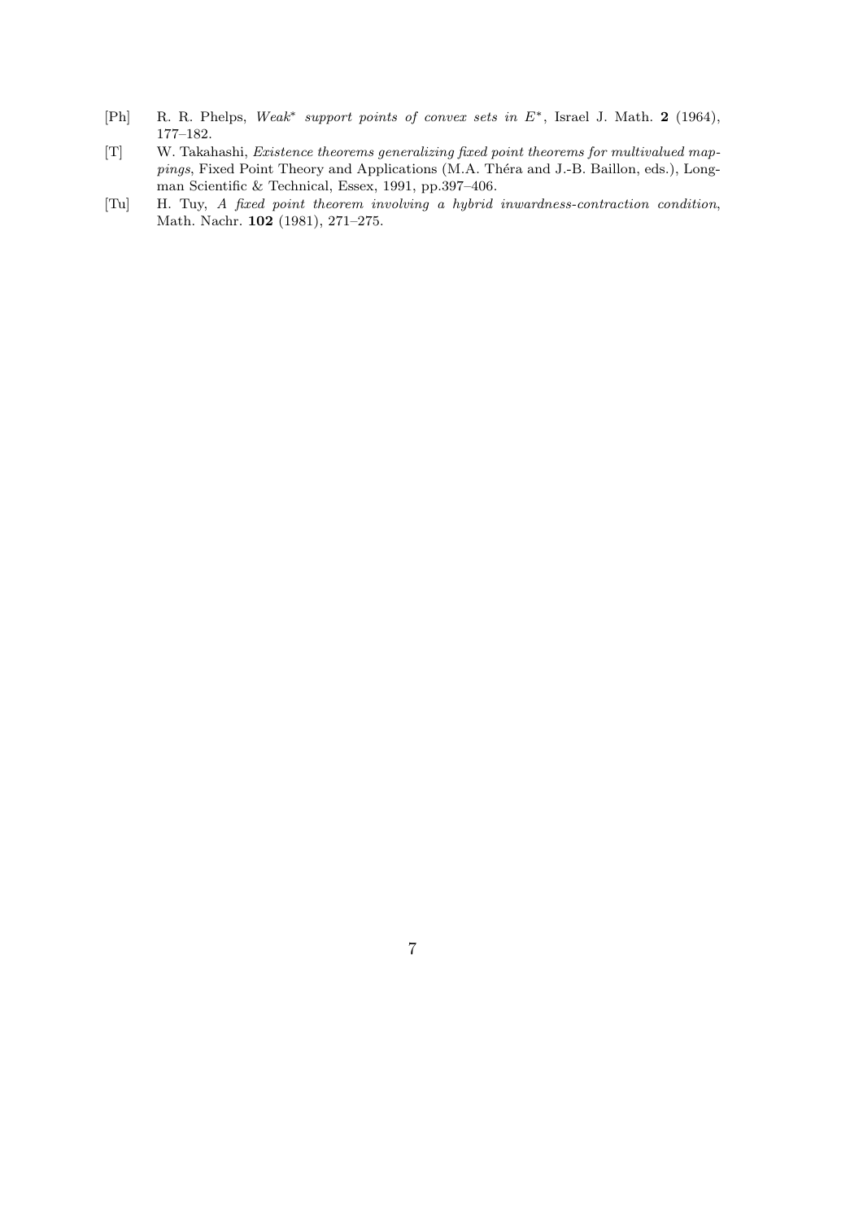[Ph] R. R. Phelps, *Weak$^*$ support points of convex sets in $E^*$*, Israel J. Math. **2** (1964), 177–182.

[T] W. Takahashi, *Existence theorems generalizing fixed point theorems for multivalued mappings*, Fixed Point Theory and Applications (M.A. Théra and J.-B. Baillon, eds.), Longman Scientific & Technical, Essex, 1991, pp.397–406.

[Tu] H. Tuy, *A fixed point theorem involving a hybrid inwardness-contraction condition*, Math. Nachr. **102** (1981), 271–275.